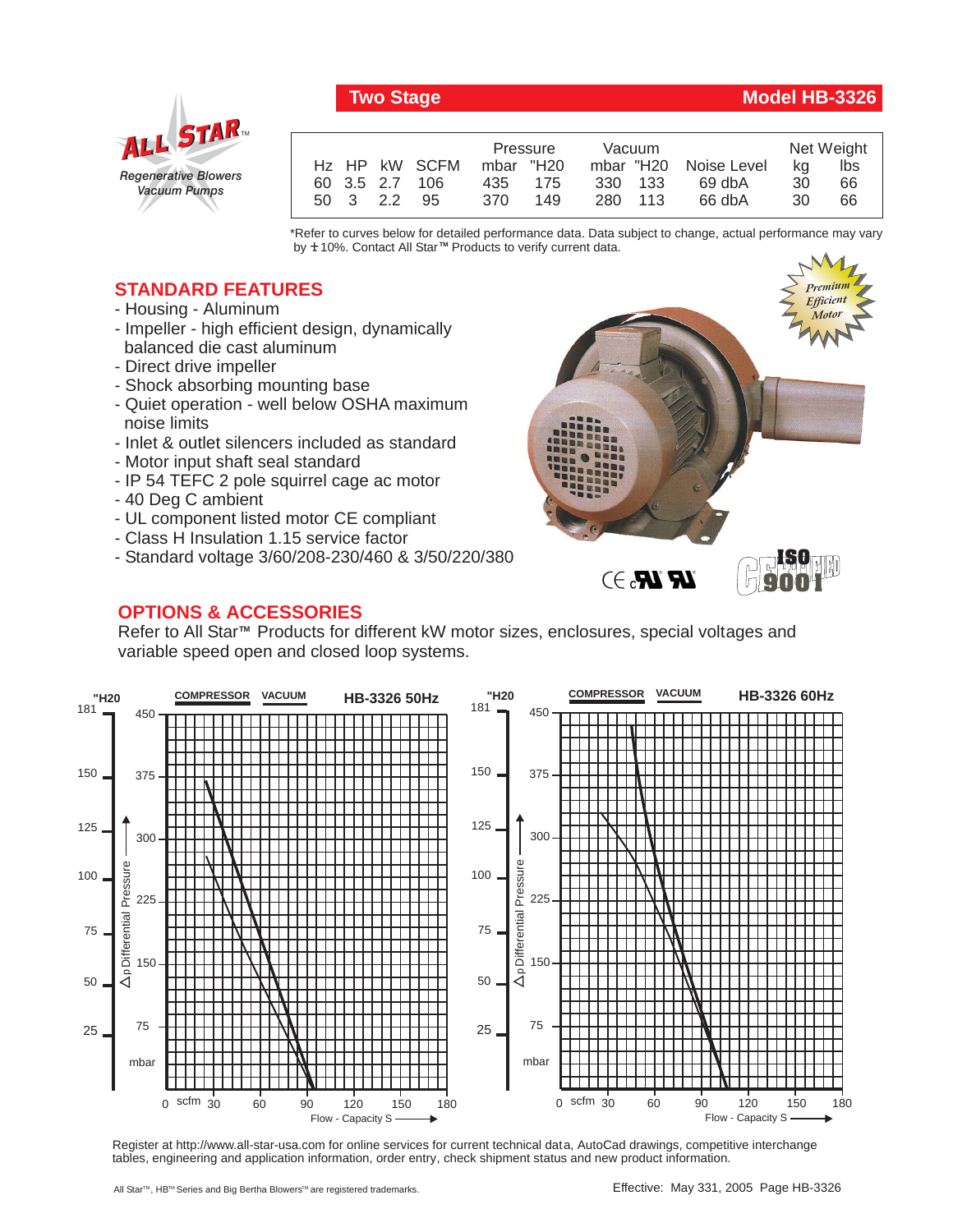## Two Stage — Model HB-3326

**ALL STAR™** *Regenerative Blowers Vacuum Pumps*

| Hz | HP | kW | SCFM | Pressure mbar | Pressure "H20 | Vacuum mbar | Vacuum "H20 | Noise Level | Net Weight kg | Net Weight lbs |
|---|---|---|---|---|---|---|---|---|---|---|
| 60 | 3.5 | 2.7 | 106 | 435 | 175 | 330 | 133 | 69 dbA | 30 | 66 |
| 50 | 3 | 2.2 | 95 | 370 | 149 | 280 | 113 | 66 dbA | 30 | 66 |

*Refer to curves below for detailed performance data. Data subject to change, actual performance may vary by ± 10%. Contact All Star™ Products to verify current data.

## STANDARD FEATURES

- Housing - Aluminum
- Impeller - high efficient design, dynamically balanced die cast aluminum
- Direct drive impeller
- Shock absorbing mounting base
- Quiet operation - well below OSHA maximum noise limits
- Inlet & outlet silencers included as standard
- Motor input shaft seal standard
- IP 54 TEFC 2 pole squirrel cage ac motor
- 40 Deg C ambient
- UL component listed motor CE compliant
- Class H Insulation 1.15 service factor
- Standard voltage 3/60/208-230/460 & 3/50/220/380

Premium Efficient Motor

CE ISO 9001 Certified

## OPTIONS & ACCESSORIES

Refer to All Star™ Products for different kW motor sizes, enclosures, special voltages and variable speed open and closed loop systems.

**HB-3326 50Hz** — COMPRESSOR / VACUUM — Δp Differential Pressure ("H20: 25, 50, 75, 100, 125, 150, 181; mbar: 75, 150, 225, 300, 375, 450) vs. Flow - Capacity S (scfm: 0, 30, 60, 90, 120, 150, 180)

**HB-3326 60Hz** — COMPRESSOR / VACUUM — Δp Differential Pressure ("H20: 25, 50, 75, 100, 125, 150, 181; mbar: 75, 150, 225, 300, 375, 450) vs. Flow - Capacity S (scfm: 0, 30, 60, 90, 120, 150, 180)

Register at http://www.all-star-usa.com for online services for current technical data, AutoCad drawings, competitive interchange tables, engineering and application information, order entry, check shipment status and new product information.

All Star™, HB™ Series and Big Bertha Blowers™ are registered trademarks.

Effective: May 331, 2005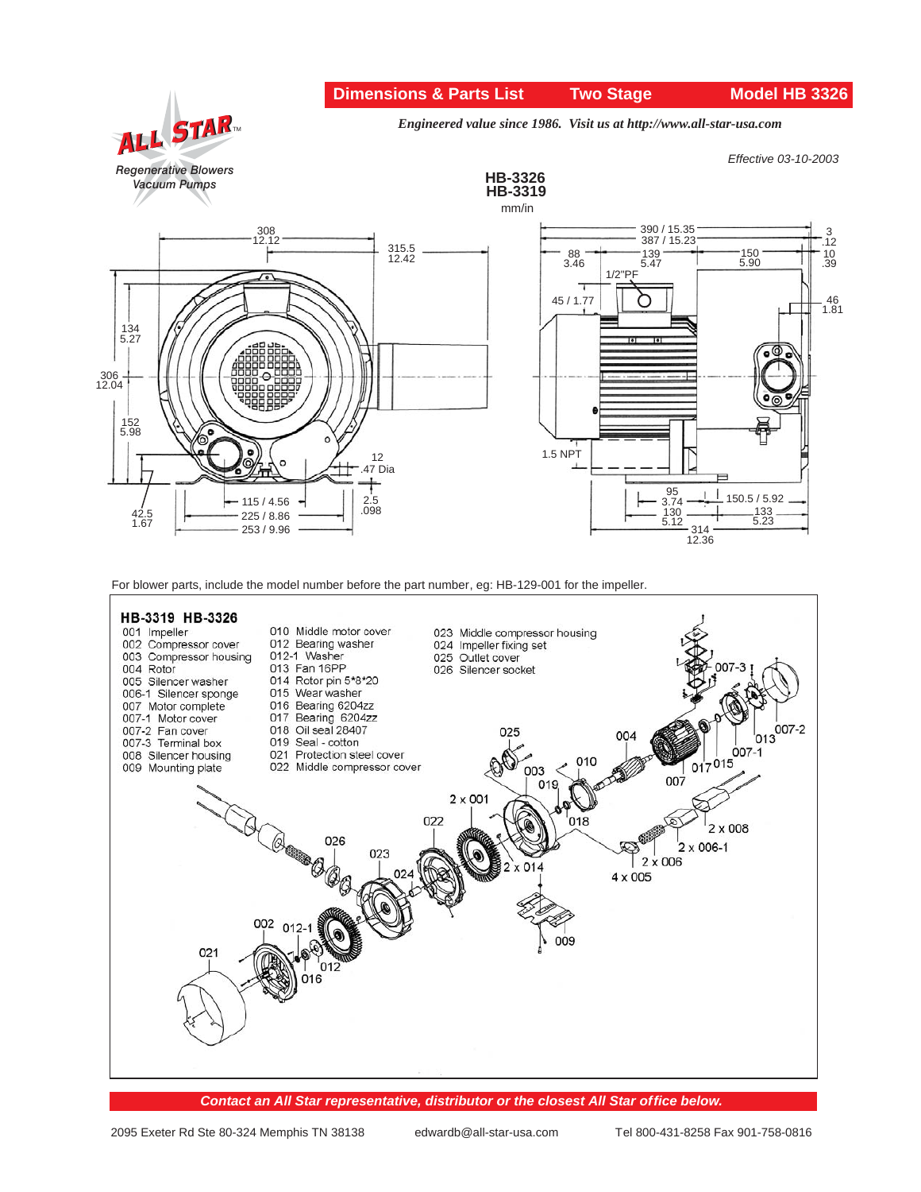## Dimensions & Parts List — Two Stage — Model HB 3326

**ALL STAR™**

*Regenerative Blowers*
*Vacuum Pumps*

***Engineered value since 1986. Visit us at http://www.all-star-usa.com***

*Effective 03-10-2003*

**HB-3326**
**HB-3319**

mm/in

308
12.12

315.5
12.42

134
5.27

306
12.04

152
5.98

42.5
1.67

115 / 4.56

225 / 8.86

253 / 9.96

12
.47 Dia

2.5
.098

390 / 15.35
387 / 15.23

88
3.46

139
5.47

150
5.90

3
.12
10
.39

1/2"PF

45 / 1.77

46
1.81

1.5 NPT

95
3.74

130
5.12

150.5 / 5.92

133
5.23

314
12.36

For blower parts, include the model number before the part number, eg: HB-129-001 for the impeller.

**HB-3319 HB-3326**

| | | | | | |
|---|---|---|---|---|---|
| 001 | Impeller | 010 | Middle motor cover | 023 | Middle compressor housing |
| 002 | Compressor cover | 012 | Bearing washer | 024 | Impeller fixing set |
| 003 | Compressor housing | 012-1 | Washer | 025 | Outlet cover |
| 004 | Rotor | 013 | Fan 16PP | 026 | Silencer socket |
| 005 | Silencer washer | 014 | Rotor pin 5*8*20 | | |
| 006-1 | Silencer sponge | 015 | Wear washer | | |
| 007 | Motor complete | 016 | Bearing 6204zz | | |
| 007-1 | Motor cover | 017 | Bearing 6204zz | | |
| 007-2 | Fan cover | 018 | Oil seal 28407 | | |
| 007-3 | Terminal box | 019 | Seal - cotton | | |
| 008 | Silencer housing | 021 | Protection steel cover | | |
| 009 | Mounting plate | 022 | Middle compressor cover | | |

007-3
007-2
013
007-1
017
015
004
007
025
010
003
019
2 x 001
018
022
2 x 014
2 x 008
2 x 006-1
2 x 006
4 x 005
026
023
024
009
002
012-1
012
016
021

***Contact an All Star representative, distributor or the closest All Star office below.***

2095 Exeter Rd Ste 80-324 Memphis TN 38138 — edwardb@all-star-usa.com — Tel 800-431-8258 Fax 901-758-0816